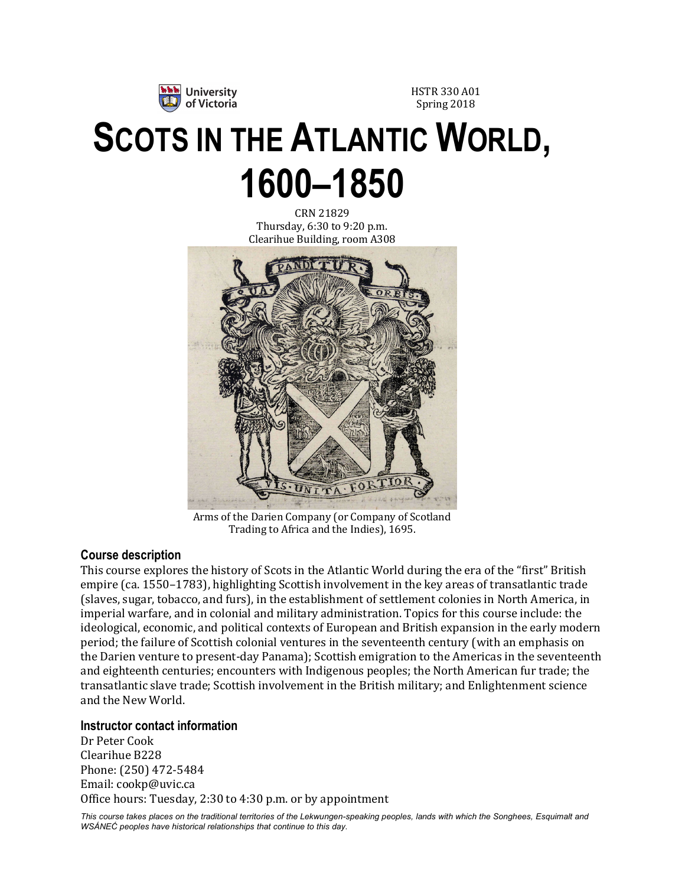University of Victoria

HSTR 330 A01
Spring 2018

# SCOTS IN THE ATLANTIC WORLD, 1600–1850

CRN 21829
Thursday, 6:30 to 9:20 p.m.
Clearihue Building, room A308

Arms of the Darien Company (or Company of Scotland Trading to Africa and the Indies), 1695.

## Course description

This course explores the history of Scots in the Atlantic World during the era of the "first" British empire (ca. 1550–1783), highlighting Scottish involvement in the key areas of transatlantic trade (slaves, sugar, tobacco, and furs), in the establishment of settlement colonies in North America, in imperial warfare, and in colonial and military administration. Topics for this course include: the ideological, economic, and political contexts of European and British expansion in the early modern period; the failure of Scottish colonial ventures in the seventeenth century (with an emphasis on the Darien venture to present-day Panama); Scottish emigration to the Americas in the seventeenth and eighteenth centuries; encounters with Indigenous peoples; the North American fur trade; the transatlantic slave trade; Scottish involvement in the British military; and Enlightenment science and the New World.

## Instructor contact information

Dr Peter Cook
Clearihue B228
Phone: (250) 472-5484
Email: cookp@uvic.ca
Office hours: Tuesday, 2:30 to 4:30 p.m. or by appointment

*This course takes places on the traditional territories of the Lekwungen-speaking peoples, lands with which the Songhees, Esquimalt and WSÁNEĆ peoples have historical relationships that continue to this day.*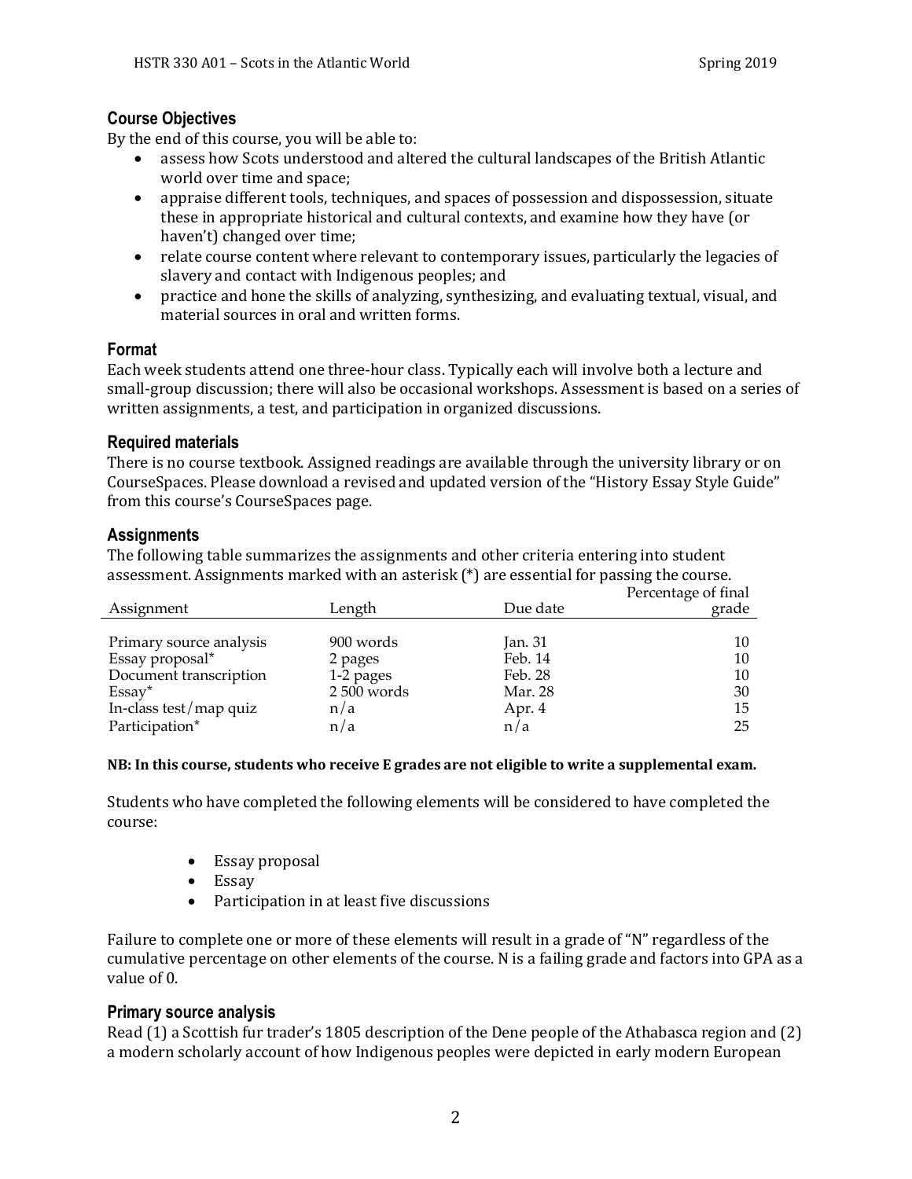### Course Objectives

By the end of this course, you will be able to:

- assess how Scots understood and altered the cultural landscapes of the British Atlantic world over time and space;
- appraise different tools, techniques, and spaces of possession and dispossession, situate these in appropriate historical and cultural contexts, and examine how they have (or haven't) changed over time;
- relate course content where relevant to contemporary issues, particularly the legacies of slavery and contact with Indigenous peoples; and
- practice and hone the skills of analyzing, synthesizing, and evaluating textual, visual, and material sources in oral and written forms.

### Format

Each week students attend one three-hour class. Typically each will involve both a lecture and small-group discussion; there will also be occasional workshops. Assessment is based on a series of written assignments, a test, and participation in organized discussions.

### Required materials

There is no course textbook. Assigned readings are available through the university library or on CourseSpaces. Please download a revised and updated version of the "History Essay Style Guide" from this course's CourseSpaces page.

### Assignments

The following table summarizes the assignments and other criteria entering into student assessment. Assignments marked with an asterisk (*) are essential for passing the course.

| Assignment | Length | Due date | Percentage of final grade |
|---|---|---|---|
| Primary source analysis | 900 words | Jan. 31 | 10 |
| Essay proposal* | 2 pages | Feb. 14 | 10 |
| Document transcription | 1-2 pages | Feb. 28 | 10 |
| Essay* | 2 500 words | Mar. 28 | 30 |
| In-class test/map quiz | n/a | Apr. 4 | 15 |
| Participation* | n/a | n/a | 25 |

**NB: In this course, students who receive E grades are not eligible to write a supplemental exam.**

Students who have completed the following elements will be considered to have completed the course:

- Essay proposal
- Essay
- Participation in at least five discussions

Failure to complete one or more of these elements will result in a grade of "N" regardless of the cumulative percentage on other elements of the course. N is a failing grade and factors into GPA as a value of 0.

### Primary source analysis

Read (1) a Scottish fur trader's 1805 description of the Dene people of the Athabasca region and (2) a modern scholarly account of how Indigenous peoples were depicted in early modern European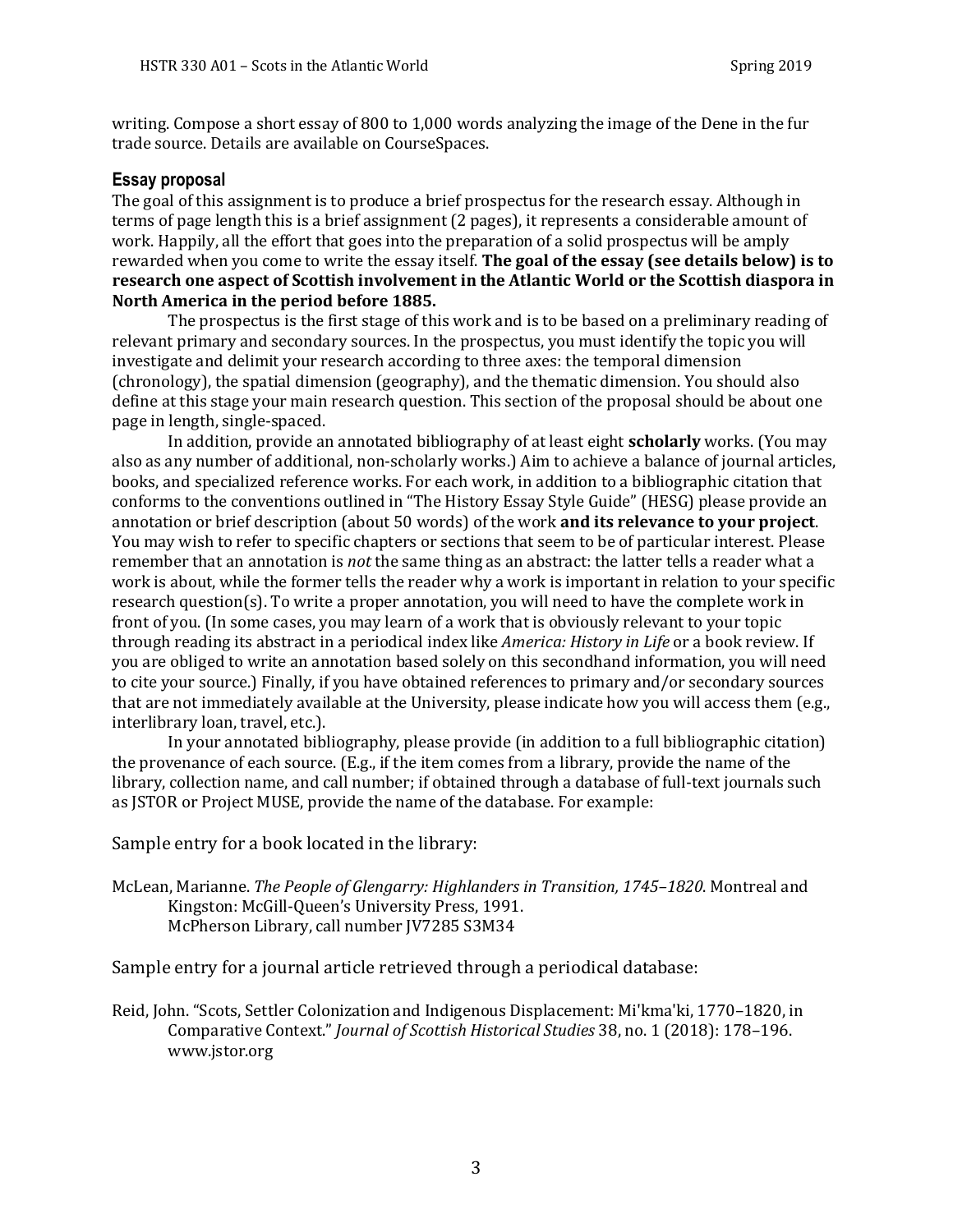writing. Compose a short essay of 800 to 1,000 words analyzing the image of the Dene in the fur trade source. Details are available on CourseSpaces.

### Essay proposal

The goal of this assignment is to produce a brief prospectus for the research essay. Although in terms of page length this is a brief assignment (2 pages), it represents a considerable amount of work. Happily, all the effort that goes into the preparation of a solid prospectus will be amply rewarded when you come to write the essay itself. **The goal of the essay (see details below) is to research one aspect of Scottish involvement in the Atlantic World or the Scottish diaspora in North America in the period before 1885.**

The prospectus is the first stage of this work and is to be based on a preliminary reading of relevant primary and secondary sources. In the prospectus, you must identify the topic you will investigate and delimit your research according to three axes: the temporal dimension (chronology), the spatial dimension (geography), and the thematic dimension. You should also define at this stage your main research question. This section of the proposal should be about one page in length, single-spaced.

In addition, provide an annotated bibliography of at least eight **scholarly** works. (You may also as any number of additional, non-scholarly works.) Aim to achieve a balance of journal articles, books, and specialized reference works. For each work, in addition to a bibliographic citation that conforms to the conventions outlined in "The History Essay Style Guide" (HESG) please provide an annotation or brief description (about 50 words) of the work **and its relevance to your project**. You may wish to refer to specific chapters or sections that seem to be of particular interest. Please remember that an annotation is *not* the same thing as an abstract: the latter tells a reader what a work is about, while the former tells the reader why a work is important in relation to your specific research question(s). To write a proper annotation, you will need to have the complete work in front of you. (In some cases, you may learn of a work that is obviously relevant to your topic through reading its abstract in a periodical index like *America: History in Life* or a book review. If you are obliged to write an annotation based solely on this secondhand information, you will need to cite your source.) Finally, if you have obtained references to primary and/or secondary sources that are not immediately available at the University, please indicate how you will access them (e.g., interlibrary loan, travel, etc.).

In your annotated bibliography, please provide (in addition to a full bibliographic citation) the provenance of each source. (E.g., if the item comes from a library, provide the name of the library, collection name, and call number; if obtained through a database of full-text journals such as JSTOR or Project MUSE, provide the name of the database. For example:

Sample entry for a book located in the library:

McLean, Marianne. *The People of Glengarry: Highlanders in Transition, 1745–1820*. Montreal and Kingston: McGill-Queen's University Press, 1991.
McPherson Library, call number JV7285 S3M34

Sample entry for a journal article retrieved through a periodical database:

Reid, John. "Scots, Settler Colonization and Indigenous Displacement: Mi'kma'ki, 1770–1820, in Comparative Context." *Journal of Scottish Historical Studies* 38, no. 1 (2018): 178–196.
www.jstor.org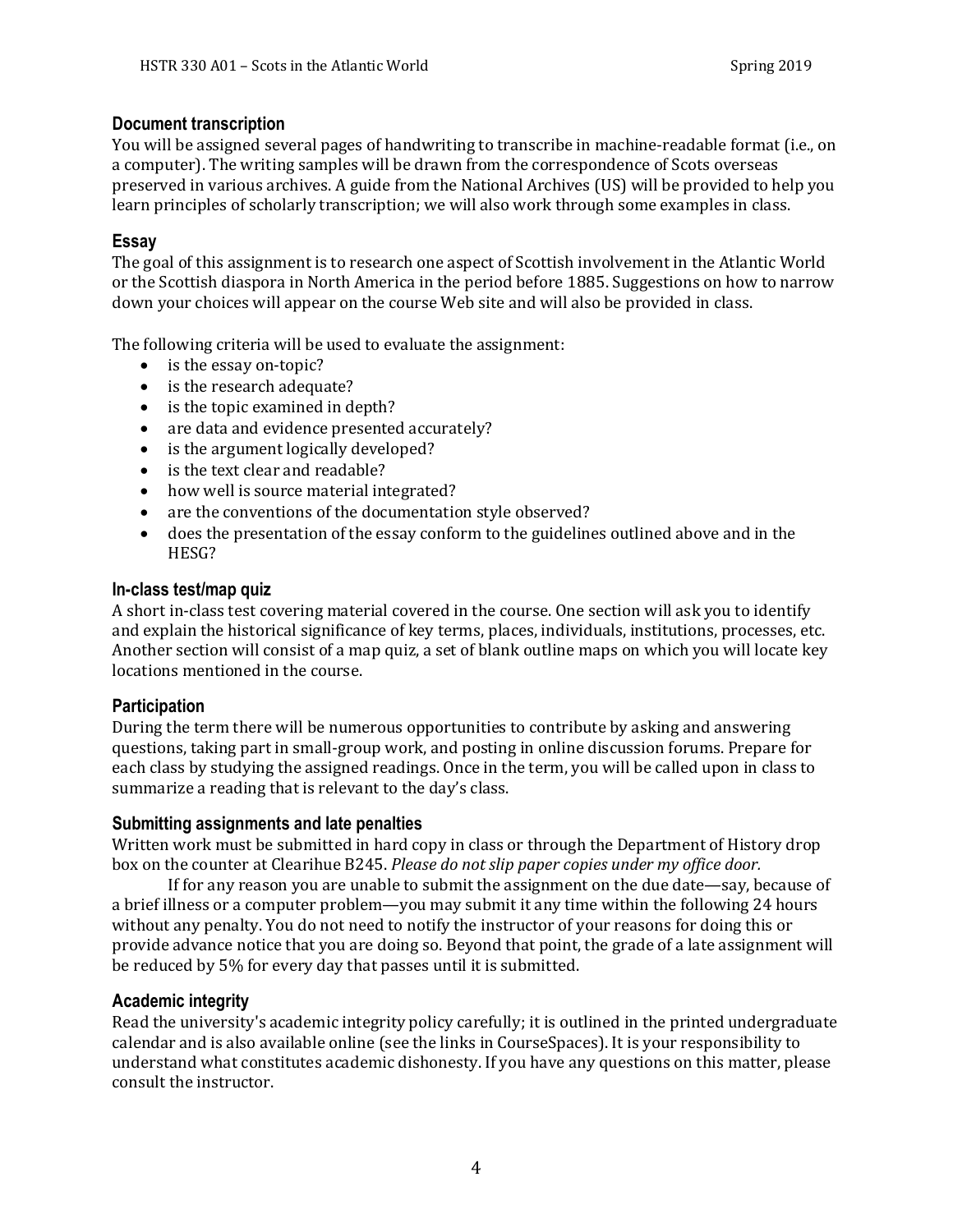### Document transcription

You will be assigned several pages of handwriting to transcribe in machine-readable format (i.e., on a computer). The writing samples will be drawn from the correspondence of Scots overseas preserved in various archives. A guide from the National Archives (US) will be provided to help you learn principles of scholarly transcription; we will also work through some examples in class.

### Essay

The goal of this assignment is to research one aspect of Scottish involvement in the Atlantic World or the Scottish diaspora in North America in the period before 1885. Suggestions on how to narrow down your choices will appear on the course Web site and will also be provided in class.

The following criteria will be used to evaluate the assignment:

- is the essay on-topic?
- is the research adequate?
- is the topic examined in depth?
- are data and evidence presented accurately?
- is the argument logically developed?
- is the text clear and readable?
- how well is source material integrated?
- are the conventions of the documentation style observed?
- does the presentation of the essay conform to the guidelines outlined above and in the HESG?

### In-class test/map quiz

A short in-class test covering material covered in the course. One section will ask you to identify and explain the historical significance of key terms, places, individuals, institutions, processes, etc. Another section will consist of a map quiz, a set of blank outline maps on which you will locate key locations mentioned in the course.

### Participation

During the term there will be numerous opportunities to contribute by asking and answering questions, taking part in small-group work, and posting in online discussion forums. Prepare for each class by studying the assigned readings. Once in the term, you will be called upon in class to summarize a reading that is relevant to the day's class.

### Submitting assignments and late penalties

Written work must be submitted in hard copy in class or through the Department of History drop box on the counter at Clearihue B245. *Please do not slip paper copies under my office door.*

If for any reason you are unable to submit the assignment on the due date—say, because of a brief illness or a computer problem—you may submit it any time within the following 24 hours without any penalty. You do not need to notify the instructor of your reasons for doing this or provide advance notice that you are doing so. Beyond that point, the grade of a late assignment will be reduced by 5% for every day that passes until it is submitted.

### Academic integrity

Read the university's academic integrity policy carefully; it is outlined in the printed undergraduate calendar and is also available online (see the links in CourseSpaces). It is your responsibility to understand what constitutes academic dishonesty. If you have any questions on this matter, please consult the instructor.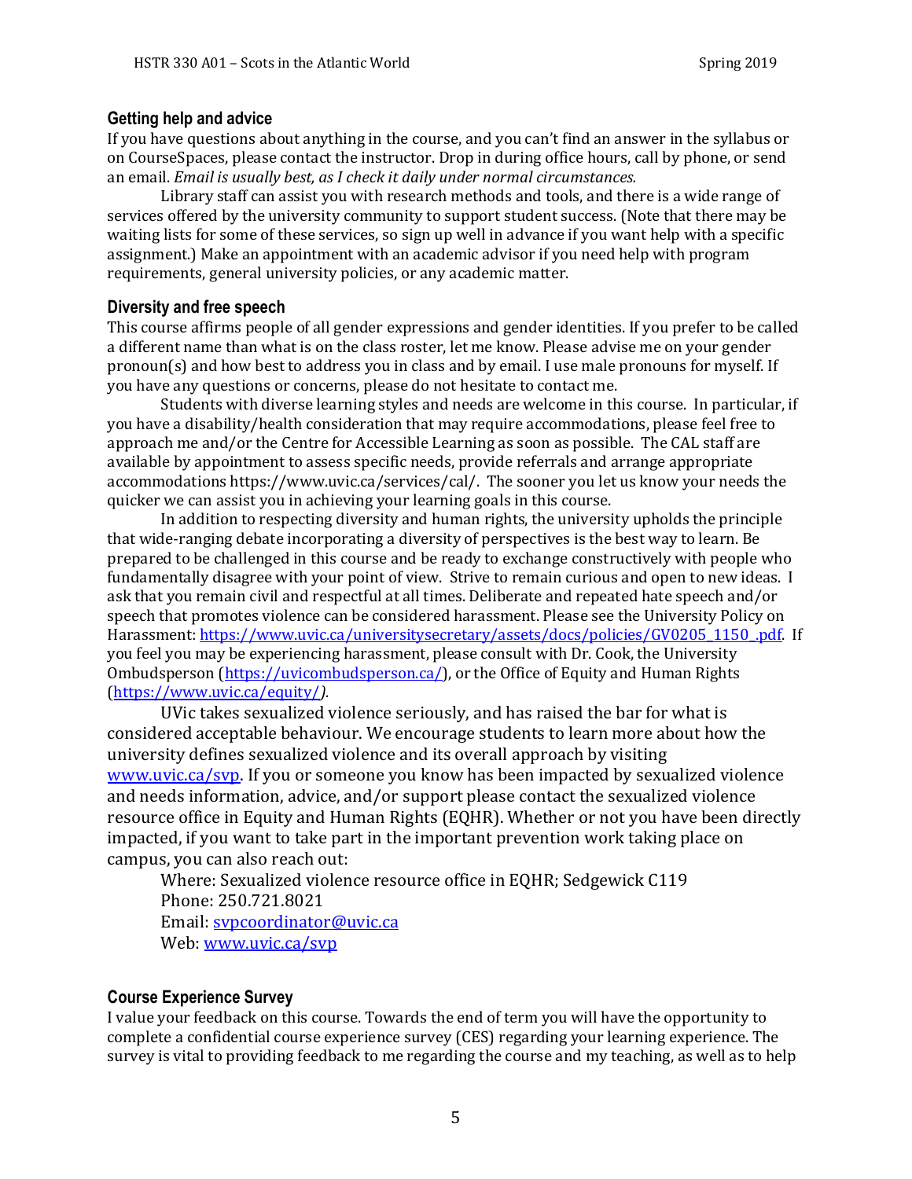## Getting help and advice

If you have questions about anything in the course, and you can't find an answer in the syllabus or on CourseSpaces, please contact the instructor. Drop in during office hours, call by phone, or send an email. *Email is usually best, as I check it daily under normal circumstances.*

Library staff can assist you with research methods and tools, and there is a wide range of services offered by the university community to support student success. (Note that there may be waiting lists for some of these services, so sign up well in advance if you want help with a specific assignment.) Make an appointment with an academic advisor if you need help with program requirements, general university policies, or any academic matter.

## Diversity and free speech

This course affirms people of all gender expressions and gender identities. If you prefer to be called a different name than what is on the class roster, let me know. Please advise me on your gender pronoun(s) and how best to address you in class and by email. I use male pronouns for myself. If you have any questions or concerns, please do not hesitate to contact me.

Students with diverse learning styles and needs are welcome in this course. In particular, if you have a disability/health consideration that may require accommodations, please feel free to approach me and/or the Centre for Accessible Learning as soon as possible. The CAL staff are available by appointment to assess specific needs, provide referrals and arrange appropriate accommodations https://www.uvic.ca/services/cal/. The sooner you let us know your needs the quicker we can assist you in achieving your learning goals in this course.

In addition to respecting diversity and human rights, the university upholds the principle that wide-ranging debate incorporating a diversity of perspectives is the best way to learn. Be prepared to be challenged in this course and be ready to exchange constructively with people who fundamentally disagree with your point of view. Strive to remain curious and open to new ideas. I ask that you remain civil and respectful at all times. Deliberate and repeated hate speech and/or speech that promotes violence can be considered harassment. Please see the University Policy on Harassment: https://www.uvic.ca/universitysecretary/assets/docs/policies/GV0205_1150_.pdf. If you feel you may be experiencing harassment, please consult with Dr. Cook, the University Ombudsperson (https://uvicombudsperson.ca/), or the Office of Equity and Human Rights (https://www.uvic.ca/equity/*).*

UVic takes sexualized violence seriously, and has raised the bar for what is considered acceptable behaviour. We encourage students to learn more about how the university defines sexualized violence and its overall approach by visiting www.uvic.ca/svp. If you or someone you know has been impacted by sexualized violence and needs information, advice, and/or support please contact the sexualized violence resource office in Equity and Human Rights (EQHR). Whether or not you have been directly impacted, if you want to take part in the important prevention work taking place on campus, you can also reach out:

Where: Sexualized violence resource office in EQHR; Sedgewick C119
Phone: 250.721.8021
Email: svpcoordinator@uvic.ca
Web: www.uvic.ca/svp

## Course Experience Survey

I value your feedback on this course. Towards the end of term you will have the opportunity to complete a confidential course experience survey (CES) regarding your learning experience. The survey is vital to providing feedback to me regarding the course and my teaching, as well as to help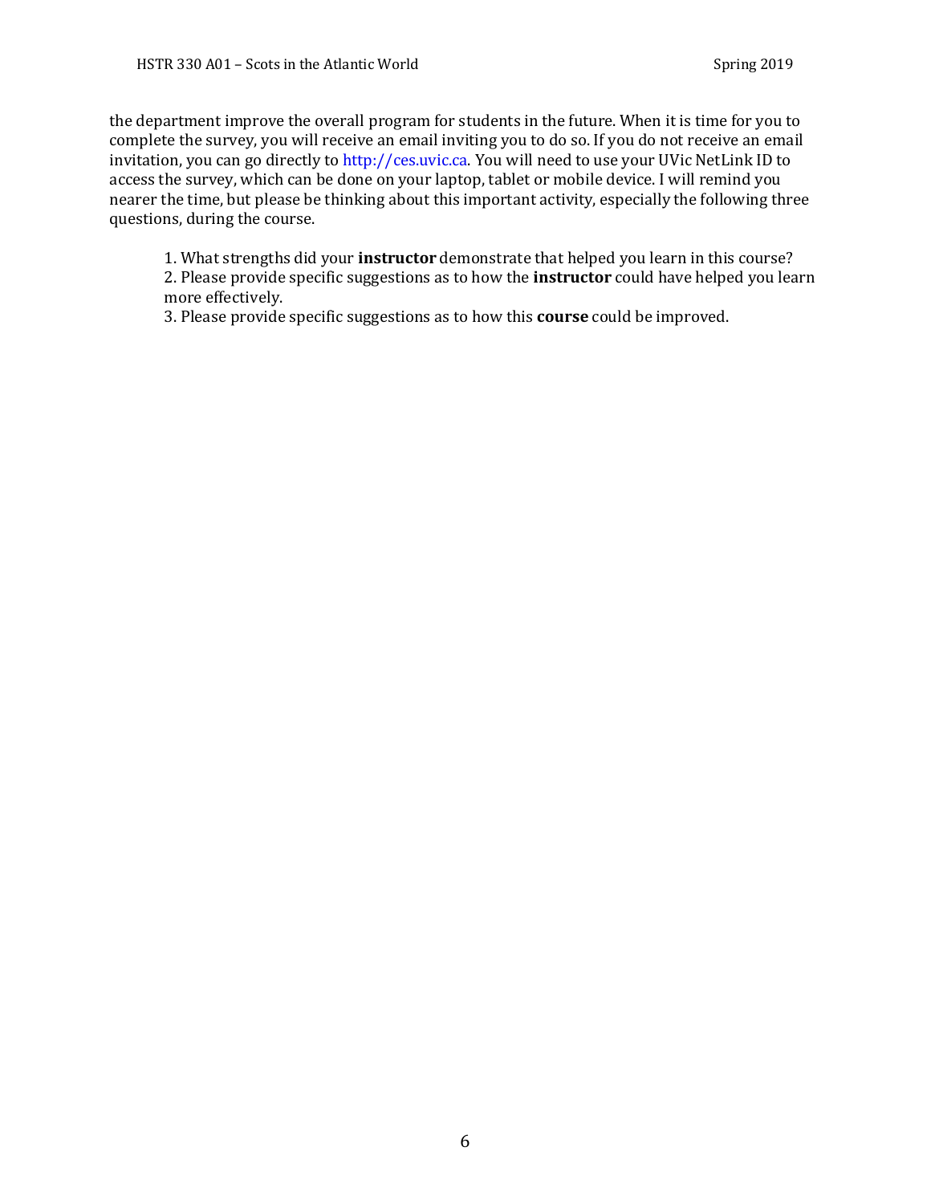the department improve the overall program for students in the future. When it is time for you to complete the survey, you will receive an email inviting you to do so. If you do not receive an email invitation, you can go directly to http://ces.uvic.ca. You will need to use your UVic NetLink ID to access the survey, which can be done on your laptop, tablet or mobile device. I will remind you nearer the time, but please be thinking about this important activity, especially the following three questions, during the course.

1. What strengths did your **instructor** demonstrate that helped you learn in this course?
2. Please provide specific suggestions as to how the **instructor** could have helped you learn more effectively.
3. Please provide specific suggestions as to how this **course** could be improved.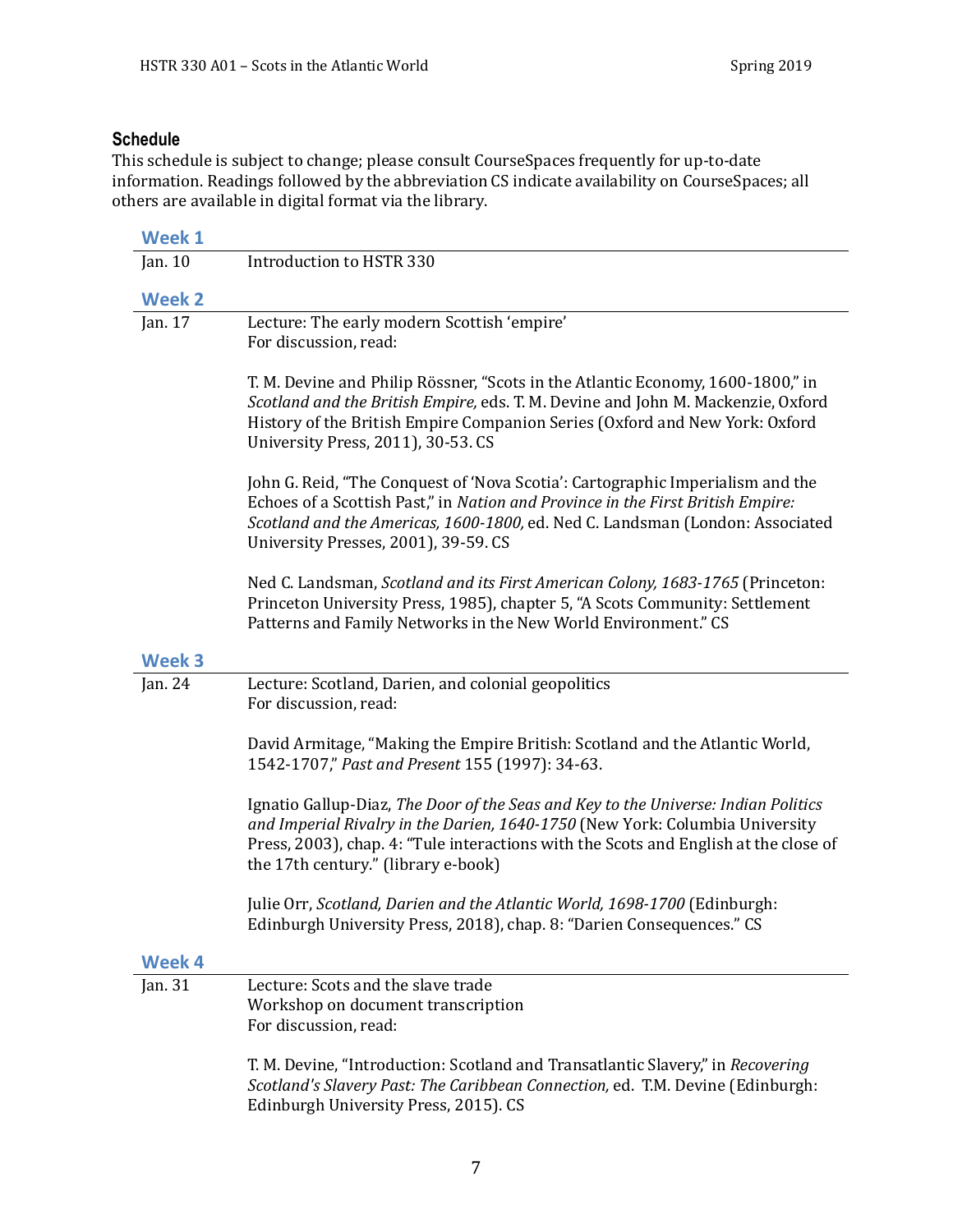## Schedule

This schedule is subject to change; please consult CourseSpaces frequently for up-to-date information. Readings followed by the abbreviation CS indicate availability on CourseSpaces; all others are available in digital format via the library.

### Week 1

Jan. 10 — Introduction to HSTR 330

### Week 2

Jan. 17 — Lecture: The early modern Scottish 'empire'
For discussion, read:

T. M. Devine and Philip Rössner, "Scots in the Atlantic Economy, 1600-1800," in *Scotland and the British Empire,* eds. T. M. Devine and John M. Mackenzie, Oxford History of the British Empire Companion Series (Oxford and New York: Oxford University Press, 2011), 30-53. CS

John G. Reid, "The Conquest of 'Nova Scotia': Cartographic Imperialism and the Echoes of a Scottish Past," in *Nation and Province in the First British Empire: Scotland and the Americas, 1600-1800,* ed. Ned C. Landsman (London: Associated University Presses, 2001), 39-59. CS

Ned C. Landsman, *Scotland and its First American Colony, 1683-1765* (Princeton: Princeton University Press, 1985), chapter 5, "A Scots Community: Settlement Patterns and Family Networks in the New World Environment." CS

### Week 3

Jan. 24 — Lecture: Scotland, Darien, and colonial geopolitics
For discussion, read:

David Armitage, "Making the Empire British: Scotland and the Atlantic World, 1542-1707," *Past and Present* 155 (1997): 34-63.

Ignatio Gallup-Diaz, *The Door of the Seas and Key to the Universe: Indian Politics and Imperial Rivalry in the Darien, 1640-1750* (New York: Columbia University Press, 2003), chap. 4: "Tule interactions with the Scots and English at the close of the 17th century." (library e-book)

Julie Orr, *Scotland, Darien and the Atlantic World, 1698-1700* (Edinburgh: Edinburgh University Press, 2018), chap. 8: "Darien Consequences." CS

### Week 4

Jan. 31 — Lecture: Scots and the slave trade
Workshop on document transcription
For discussion, read:

T. M. Devine, "Introduction: Scotland and Transatlantic Slavery," in *Recovering Scotland's Slavery Past: The Caribbean Connection,* ed. T.M. Devine (Edinburgh: Edinburgh University Press, 2015). CS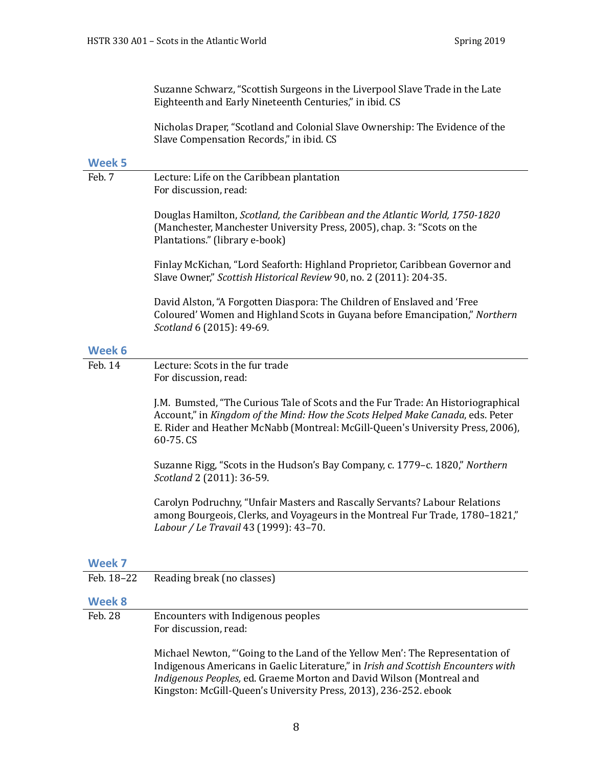Suzanne Schwarz, "Scottish Surgeons in the Liverpool Slave Trade in the Late Eighteenth and Early Nineteenth Centuries," in ibid. CS

Nicholas Draper, "Scotland and Colonial Slave Ownership: The Evidence of the Slave Compensation Records," in ibid. CS

## Week 5

**Feb. 7**

Lecture: Life on the Caribbean plantation
For discussion, read:

Douglas Hamilton, *Scotland, the Caribbean and the Atlantic World, 1750-1820* (Manchester, Manchester University Press, 2005), chap. 3: "Scots on the Plantations." (library e-book)

Finlay McKichan, "Lord Seaforth: Highland Proprietor, Caribbean Governor and Slave Owner," *Scottish Historical Review* 90, no. 2 (2011): 204-35.

David Alston, "A Forgotten Diaspora: The Children of Enslaved and 'Free Coloured' Women and Highland Scots in Guyana before Emancipation," *Northern Scotland* 6 (2015): 49-69.

## Week 6

**Feb. 14**

Lecture: Scots in the fur trade
For discussion, read:

J.M. Bumsted, "The Curious Tale of Scots and the Fur Trade: An Historiographical Account," in *Kingdom of the Mind: How the Scots Helped Make Canada*, eds. Peter E. Rider and Heather McNabb (Montreal: McGill-Queen's University Press, 2006), 60-75. CS

Suzanne Rigg, "Scots in the Hudson's Bay Company, c. 1779–c. 1820," *Northern Scotland* 2 (2011): 36-59.

Carolyn Podruchny, "Unfair Masters and Rascally Servants? Labour Relations among Bourgeois, Clerks, and Voyageurs in the Montreal Fur Trade, 1780–1821," *Labour / Le Travail* 43 (1999): 43–70.

## Week 7

**Feb. 18–22**

Reading break (no classes)

## Week 8

**Feb. 28**

Encounters with Indigenous peoples
For discussion, read:

Michael Newton, "'Going to the Land of the Yellow Men': The Representation of Indigenous Americans in Gaelic Literature," in *Irish and Scottish Encounters with Indigenous Peoples,* ed. Graeme Morton and David Wilson (Montreal and Kingston: McGill-Queen's University Press, 2013), 236-252. ebook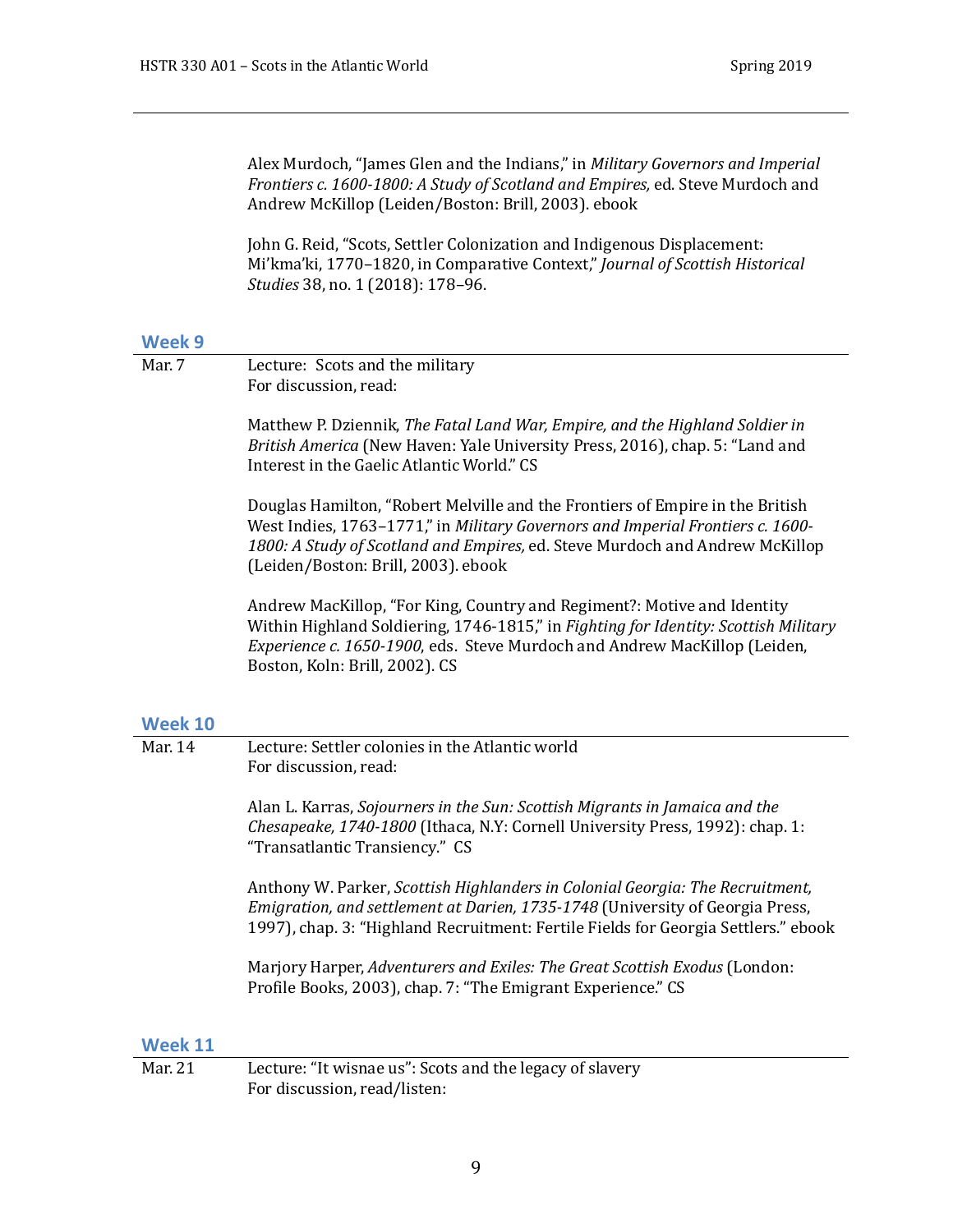Alex Murdoch, "James Glen and the Indians," in *Military Governors and Imperial Frontiers c. 1600-1800: A Study of Scotland and Empires,* ed. Steve Murdoch and Andrew McKillop (Leiden/Boston: Brill, 2003). ebook

John G. Reid, "Scots, Settler Colonization and Indigenous Displacement: Mi'kma'ki, 1770–1820, in Comparative Context," *Journal of Scottish Historical Studies* 38, no. 1 (2018): 178–96.

## Week 9

Mar. 7 — Lecture: Scots and the military
For discussion, read:

Matthew P. Dziennik, *The Fatal Land War, Empire, and the Highland Soldier in British America* (New Haven: Yale University Press, 2016), chap. 5: "Land and Interest in the Gaelic Atlantic World." CS

Douglas Hamilton, "Robert Melville and the Frontiers of Empire in the British West Indies, 1763–1771," in *Military Governors and Imperial Frontiers c. 1600-1800: A Study of Scotland and Empires,* ed. Steve Murdoch and Andrew McKillop (Leiden/Boston: Brill, 2003). ebook

Andrew MacKillop, "For King, Country and Regiment?: Motive and Identity Within Highland Soldiering, 1746-1815," in *Fighting for Identity: Scottish Military Experience c. 1650-1900*, eds. Steve Murdoch and Andrew MacKillop (Leiden, Boston, Koln: Brill, 2002). CS

## Week 10

Mar. 14 — Lecture: Settler colonies in the Atlantic world
For discussion, read:

Alan L. Karras, *Sojourners in the Sun: Scottish Migrants in Jamaica and the Chesapeake, 1740-1800* (Ithaca, N.Y: Cornell University Press, 1992): chap. 1: "Transatlantic Transiency." CS

Anthony W. Parker, *Scottish Highlanders in Colonial Georgia: The Recruitment, Emigration, and settlement at Darien, 1735-1748* (University of Georgia Press, 1997), chap. 3: "Highland Recruitment: Fertile Fields for Georgia Settlers." ebook

Marjory Harper, *Adventurers and Exiles: The Great Scottish Exodus* (London: Profile Books, 2003), chap. 7: "The Emigrant Experience." CS

## Week 11

Mar. 21 — Lecture: "It wisnae us": Scots and the legacy of slavery
For discussion, read/listen: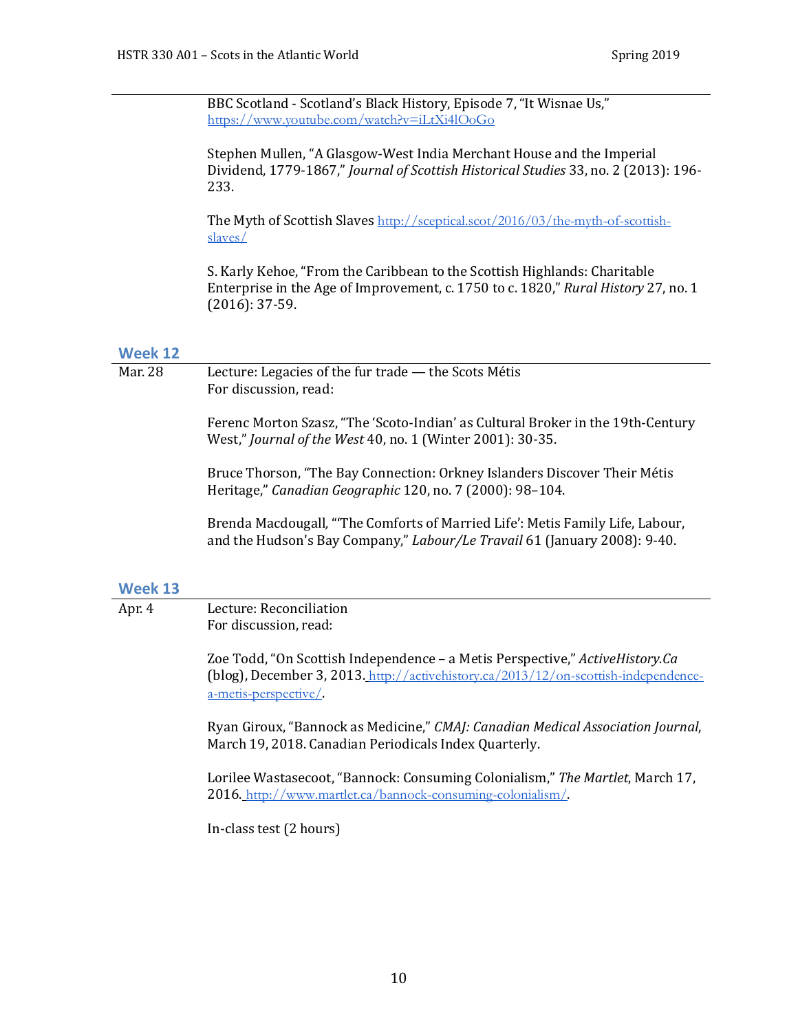BBC Scotland - Scotland's Black History, Episode 7, "It Wisnae Us," https://www.youtube.com/watch?v=iLtXi4lOoGo

Stephen Mullen, "A Glasgow-West India Merchant House and the Imperial Dividend, 1779-1867," *Journal of Scottish Historical Studies* 33, no. 2 (2013): 196-233.

The Myth of Scottish Slaves http://sceptical.scot/2016/03/the-myth-of-scottish-slaves/

S. Karly Kehoe, "From the Caribbean to the Scottish Highlands: Charitable Enterprise in the Age of Improvement, c. 1750 to c. 1820," *Rural History* 27, no. 1 (2016): 37-59.

### Week 12

**Mar. 28**

Lecture: Legacies of the fur trade — the Scots Métis
For discussion, read:

Ferenc Morton Szasz, "The 'Scoto-Indian' as Cultural Broker in the 19th-Century West," *Journal of the West* 40, no. 1 (Winter 2001): 30-35.

Bruce Thorson, "The Bay Connection: Orkney Islanders Discover Their Métis Heritage," *Canadian Geographic* 120, no. 7 (2000): 98–104.

Brenda Macdougall, "'The Comforts of Married Life': Metis Family Life, Labour, and the Hudson's Bay Company," *Labour/Le Travail* 61 (January 2008): 9-40.

### Week 13

**Apr. 4**

Lecture: Reconciliation
For discussion, read:

Zoe Todd, "On Scottish Independence – a Metis Perspective," *ActiveHistory.Ca* (blog), December 3, 2013. http://activehistory.ca/2013/12/on-scottish-independence-a-metis-perspective/.

Ryan Giroux, "Bannock as Medicine," *CMAJ: Canadian Medical Association Journal*, March 19, 2018. Canadian Periodicals Index Quarterly.

Lorilee Wastasecoot, "Bannock: Consuming Colonialism," *The Martlet*, March 17, 2016. http://www.martlet.ca/bannock-consuming-colonialism/.

In-class test (2 hours)